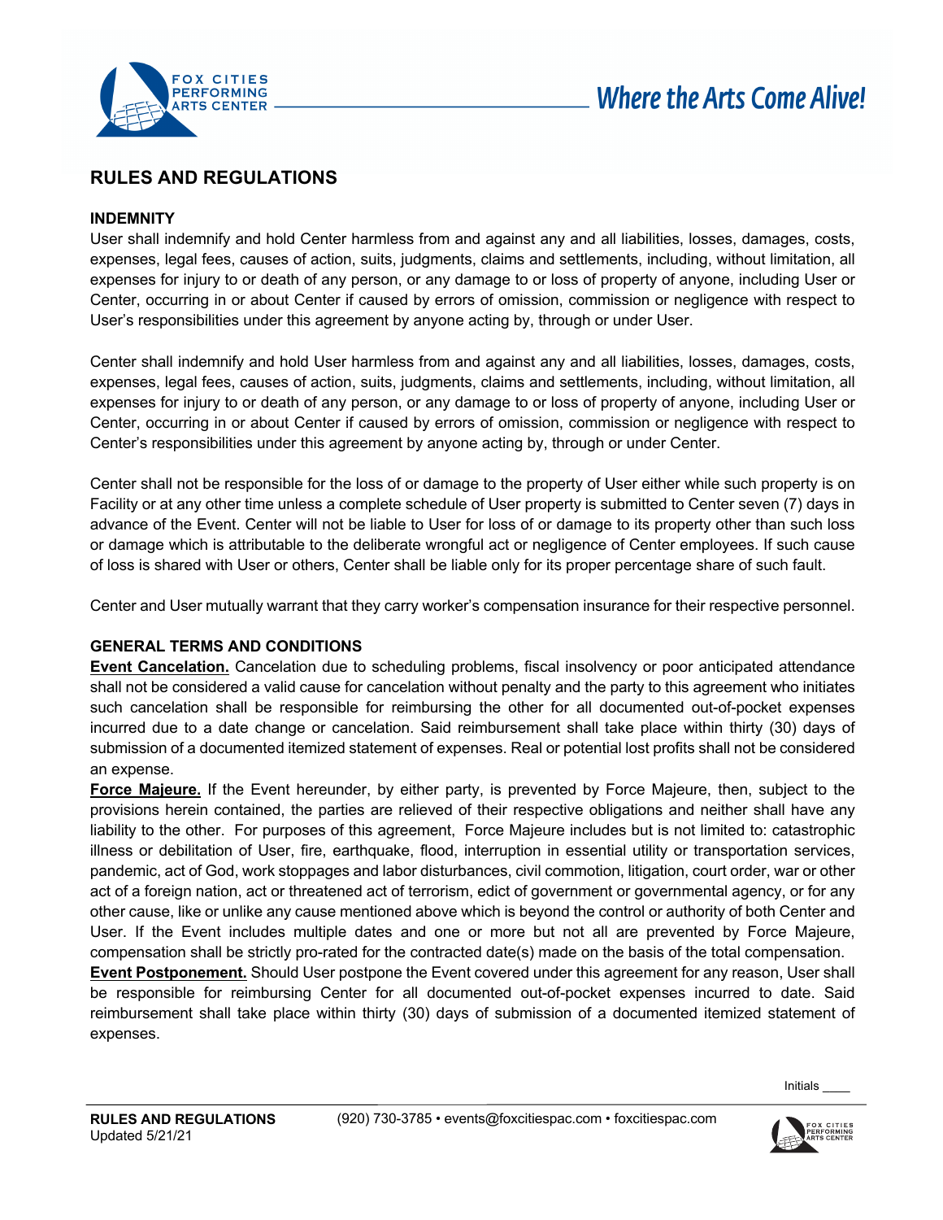# RULES AND REGULATIONS

### INDEMNITY

User shall indemnify and hold Center harmless from and against any and all liabilities, losses, damages, costs, expenses, legal fees, causes of action, suits, judgments, claims and settlements, including, without limitation, all expenses for injury to or death of any person, or any damage to or loss of property of anyone, including User or Center, occurring in or about Center if caused by errors of omission, commission or negligence with respect to User's responsibilities under this agreement by anyone acting by, through or under User.

Center shall indemnify and hold User harmless from and against any and all liabilities, losses, damages, costs, expenses, legal fees, causes of action, suits, judgments, claims and settlements, including, without limitation, all expenses for injury to or death of any person, or any damage to or loss of property of anyone, including User or Center, occurring in or about Center if caused by errors of omission, commission or negligence with respect to Center's responsibilities under this agreement by anyone acting by, through or under Center.

Center shall not be responsible for the loss of or damage to the property of User either while such property is on Facility or at any other time unless a complete schedule of User property is submitted to Center seven (7) days in advance of the Event. Center will not be liable to User for loss of or damage to its property other than such loss or damage which is attributable to the deliberate wrongful act or negligence of Center employees. If such cause of loss is shared with User or others, Center shall be liable only for its proper percentage share of such fault.

Center and User mutually warrant that they carry worker's compensation insurance for their respective personnel.

### GENERAL TERMS AND CONDITIONS

**Event Cancelation.** Cancelation due to scheduling problems, fiscal insolvency or poor anticipated attendance shall not be considered a valid cause for cancelation without penalty and the party to this agreement who initiates such cancelation shall be responsible for reimbursing the other for all documented out-of-pocket expenses incurred due to a date change or cancelation. Said reimbursement shall take place within thirty (30) days of submission of a documented itemized statement of expenses. Real or potential lost profits shall not be considered an expense.

**Force Majeure.** If the Event hereunder, by either party, is prevented by Force Majeure, then, subject to the provisions herein contained, the parties are relieved of their respective obligations and neither shall have any liability to the other. For purposes of this agreement, Force Majeure includes but is not limited to: catastrophic illness or debilitation of User, fire, earthquake, flood, interruption in essential utility or transportation services, pandemic, act of God, work stoppages and labor disturbances, civil commotion, litigation, court order, war or other act of a foreign nation, act or threatened act of terrorism, edict of government or governmental agency, or for any other cause, like or unlike any cause mentioned above which is beyond the control or authority of both Center and User. If the Event includes multiple dates and one or more but not all are prevented by Force Majeure, compensation shall be strictly pro-rated for the contracted date(s) made on the basis of the total compensation.

**Event Postponement.** Should User postpone the Event covered under this agreement for any reason, User shall be responsible for reimbursing Center for all documented out-of-pocket expenses incurred to date. Said reimbursement shall take place within thirty (30) days of submission of a documented itemized statement of expenses.

Initials ____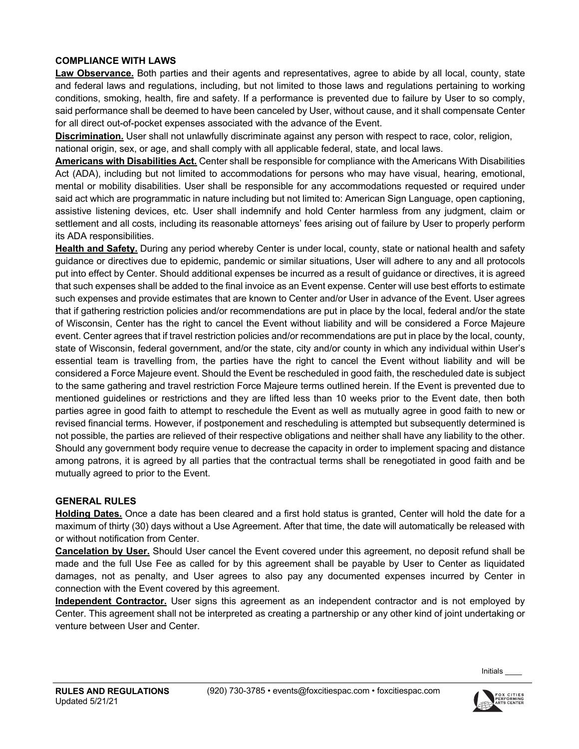## COMPLIANCE WITH LAWS

**Law Observance.** Both parties and their agents and representatives, agree to abide by all local, county, state and federal laws and regulations, including, but not limited to those laws and regulations pertaining to working conditions, smoking, health, fire and safety. If a performance is prevented due to failure by User to so comply, said performance shall be deemed to have been canceled by User, without cause, and it shall compensate Center for all direct out-of-pocket expenses associated with the advance of the Event.

**Discrimination.** User shall not unlawfully discriminate against any person with respect to race, color, religion, national origin, sex, or age, and shall comply with all applicable federal, state, and local laws.

**Americans with Disabilities Act.** Center shall be responsible for compliance with the Americans With Disabilities Act (ADA), including but not limited to accommodations for persons who may have visual, hearing, emotional, mental or mobility disabilities. User shall be responsible for any accommodations requested or required under said act which are programmatic in nature including but not limited to: American Sign Language, open captioning, assistive listening devices, etc. User shall indemnify and hold Center harmless from any judgment, claim or settlement and all costs, including its reasonable attorneys' fees arising out of failure by User to properly perform its ADA responsibilities.

**Health and Safety.** During any period whereby Center is under local, county, state or national health and safety guidance or directives due to epidemic, pandemic or similar situations, User will adhere to any and all protocols put into effect by Center. Should additional expenses be incurred as a result of guidance or directives, it is agreed that such expenses shall be added to the final invoice as an Event expense. Center will use best efforts to estimate such expenses and provide estimates that are known to Center and/or User in advance of the Event. User agrees that if gathering restriction policies and/or recommendations are put in place by the local, federal and/or the state of Wisconsin, Center has the right to cancel the Event without liability and will be considered a Force Majeure event. Center agrees that if travel restriction policies and/or recommendations are put in place by the local, county, state of Wisconsin, federal government, and/or the state, city and/or county in which any individual within User's essential team is travelling from, the parties have the right to cancel the Event without liability and will be considered a Force Majeure event. Should the Event be rescheduled in good faith, the rescheduled date is subject to the same gathering and travel restriction Force Majeure terms outlined herein. If the Event is prevented due to mentioned guidelines or restrictions and they are lifted less than 10 weeks prior to the Event date, then both parties agree in good faith to attempt to reschedule the Event as well as mutually agree in good faith to new or revised financial terms. However, if postponement and rescheduling is attempted but subsequently determined is not possible, the parties are relieved of their respective obligations and neither shall have any liability to the other. Should any government body require venue to decrease the capacity in order to implement spacing and distance among patrons, it is agreed by all parties that the contractual terms shall be renegotiated in good faith and be mutually agreed to prior to the Event.

## GENERAL RULES

**Holding Dates.** Once a date has been cleared and a first hold status is granted, Center will hold the date for a maximum of thirty (30) days without a Use Agreement. After that time, the date will automatically be released with or without notification from Center.

**Cancelation by User.** Should User cancel the Event covered under this agreement, no deposit refund shall be made and the full Use Fee as called for by this agreement shall be payable by User to Center as liquidated damages, not as penalty, and User agrees to also pay any documented expenses incurred by Center in connection with the Event covered by this agreement.

**Independent Contractor.** User signs this agreement as an independent contractor and is not employed by Center. This agreement shall not be interpreted as creating a partnership or any other kind of joint undertaking or venture between User and Center.

Initials ____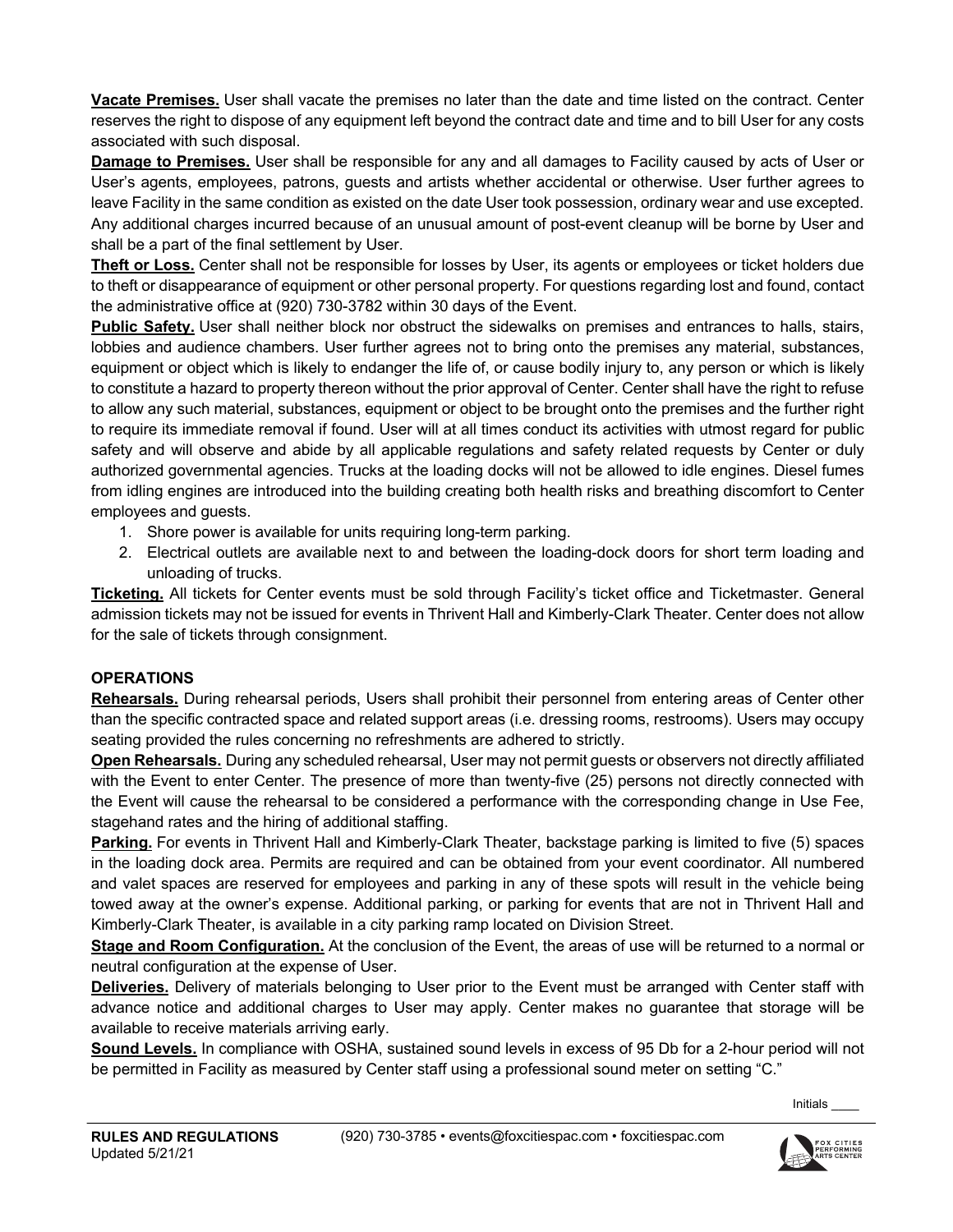**Vacate Premises.** User shall vacate the premises no later than the date and time listed on the contract. Center reserves the right to dispose of any equipment left beyond the contract date and time and to bill User for any costs associated with such disposal.

**Damage to Premises.** User shall be responsible for any and all damages to Facility caused by acts of User or User's agents, employees, patrons, guests and artists whether accidental or otherwise. User further agrees to leave Facility in the same condition as existed on the date User took possession, ordinary wear and use excepted. Any additional charges incurred because of an unusual amount of post-event cleanup will be borne by User and shall be a part of the final settlement by User.

**Theft or Loss.** Center shall not be responsible for losses by User, its agents or employees or ticket holders due to theft or disappearance of equipment or other personal property. For questions regarding lost and found, contact the administrative office at (920) 730-3782 within 30 days of the Event.

**Public Safety.** User shall neither block nor obstruct the sidewalks on premises and entrances to halls, stairs, lobbies and audience chambers. User further agrees not to bring onto the premises any material, substances, equipment or object which is likely to endanger the life of, or cause bodily injury to, any person or which is likely to constitute a hazard to property thereon without the prior approval of Center. Center shall have the right to refuse to allow any such material, substances, equipment or object to be brought onto the premises and the further right to require its immediate removal if found. User will at all times conduct its activities with utmost regard for public safety and will observe and abide by all applicable regulations and safety related requests by Center or duly authorized governmental agencies. Trucks at the loading docks will not be allowed to idle engines. Diesel fumes from idling engines are introduced into the building creating both health risks and breathing discomfort to Center employees and guests.

1. Shore power is available for units requiring long-term parking.
2. Electrical outlets are available next to and between the loading-dock doors for short term loading and unloading of trucks.

**Ticketing.** All tickets for Center events must be sold through Facility's ticket office and Ticketmaster. General admission tickets may not be issued for events in Thrivent Hall and Kimberly-Clark Theater. Center does not allow for the sale of tickets through consignment.

## OPERATIONS

**Rehearsals.** During rehearsal periods, Users shall prohibit their personnel from entering areas of Center other than the specific contracted space and related support areas (i.e. dressing rooms, restrooms). Users may occupy seating provided the rules concerning no refreshments are adhered to strictly.

**Open Rehearsals.** During any scheduled rehearsal, User may not permit guests or observers not directly affiliated with the Event to enter Center. The presence of more than twenty-five (25) persons not directly connected with the Event will cause the rehearsal to be considered a performance with the corresponding change in Use Fee, stagehand rates and the hiring of additional staffing.

**Parking.** For events in Thrivent Hall and Kimberly-Clark Theater, backstage parking is limited to five (5) spaces in the loading dock area. Permits are required and can be obtained from your event coordinator. All numbered and valet spaces are reserved for employees and parking in any of these spots will result in the vehicle being towed away at the owner's expense. Additional parking, or parking for events that are not in Thrivent Hall and Kimberly-Clark Theater, is available in a city parking ramp located on Division Street.

**Stage and Room Configuration.** At the conclusion of the Event, the areas of use will be returned to a normal or neutral configuration at the expense of User.

**Deliveries.** Delivery of materials belonging to User prior to the Event must be arranged with Center staff with advance notice and additional charges to User may apply. Center makes no guarantee that storage will be available to receive materials arriving early.

**Sound Levels.** In compliance with OSHA, sustained sound levels in excess of 95 Db for a 2-hour period will not be permitted in Facility as measured by Center staff using a professional sound meter on setting "C."

Initials ____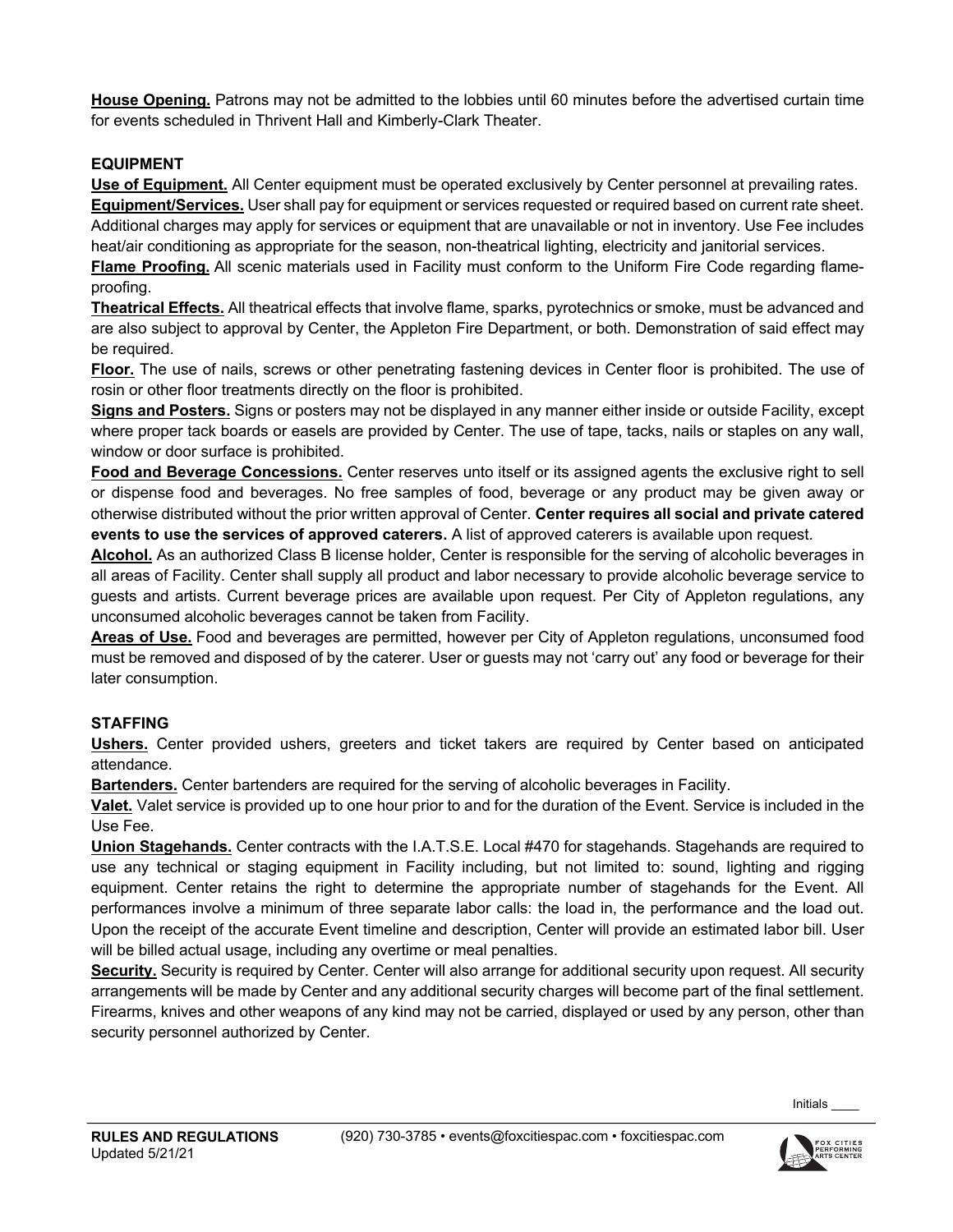**House Opening.** Patrons may not be admitted to the lobbies until 60 minutes before the advertised curtain time for events scheduled in Thrivent Hall and Kimberly-Clark Theater.

## EQUIPMENT

**Use of Equipment.** All Center equipment must be operated exclusively by Center personnel at prevailing rates.

**Equipment/Services.** User shall pay for equipment or services requested or required based on current rate sheet. Additional charges may apply for services or equipment that are unavailable or not in inventory. Use Fee includes heat/air conditioning as appropriate for the season, non-theatrical lighting, electricity and janitorial services.

**Flame Proofing.** All scenic materials used in Facility must conform to the Uniform Fire Code regarding flame-proofing.

**Theatrical Effects.** All theatrical effects that involve flame, sparks, pyrotechnics or smoke, must be advanced and are also subject to approval by Center, the Appleton Fire Department, or both. Demonstration of said effect may be required.

**Floor.** The use of nails, screws or other penetrating fastening devices in Center floor is prohibited. The use of rosin or other floor treatments directly on the floor is prohibited.

**Signs and Posters.** Signs or posters may not be displayed in any manner either inside or outside Facility, except where proper tack boards or easels are provided by Center. The use of tape, tacks, nails or staples on any wall, window or door surface is prohibited.

**Food and Beverage Concessions.** Center reserves unto itself or its assigned agents the exclusive right to sell or dispense food and beverages. No free samples of food, beverage or any product may be given away or otherwise distributed without the prior written approval of Center. **Center requires all social and private catered events to use the services of approved caterers.** A list of approved caterers is available upon request.

**Alcohol.** As an authorized Class B license holder, Center is responsible for the serving of alcoholic beverages in all areas of Facility. Center shall supply all product and labor necessary to provide alcoholic beverage service to guests and artists. Current beverage prices are available upon request. Per City of Appleton regulations, any unconsumed alcoholic beverages cannot be taken from Facility.

**Areas of Use.** Food and beverages are permitted, however per City of Appleton regulations, unconsumed food must be removed and disposed of by the caterer. User or guests may not 'carry out' any food or beverage for their later consumption.

## STAFFING

**Ushers.** Center provided ushers, greeters and ticket takers are required by Center based on anticipated attendance.

**Bartenders.** Center bartenders are required for the serving of alcoholic beverages in Facility.

**Valet.** Valet service is provided up to one hour prior to and for the duration of the Event. Service is included in the Use Fee.

**Union Stagehands.** Center contracts with the I.A.T.S.E. Local #470 for stagehands. Stagehands are required to use any technical or staging equipment in Facility including, but not limited to: sound, lighting and rigging equipment. Center retains the right to determine the appropriate number of stagehands for the Event. All performances involve a minimum of three separate labor calls: the load in, the performance and the load out. Upon the receipt of the accurate Event timeline and description, Center will provide an estimated labor bill. User will be billed actual usage, including any overtime or meal penalties.

**Security.** Security is required by Center. Center will also arrange for additional security upon request. All security arrangements will be made by Center and any additional security charges will become part of the final settlement. Firearms, knives and other weapons of any kind may not be carried, displayed or used by any person, other than security personnel authorized by Center.

Initials ____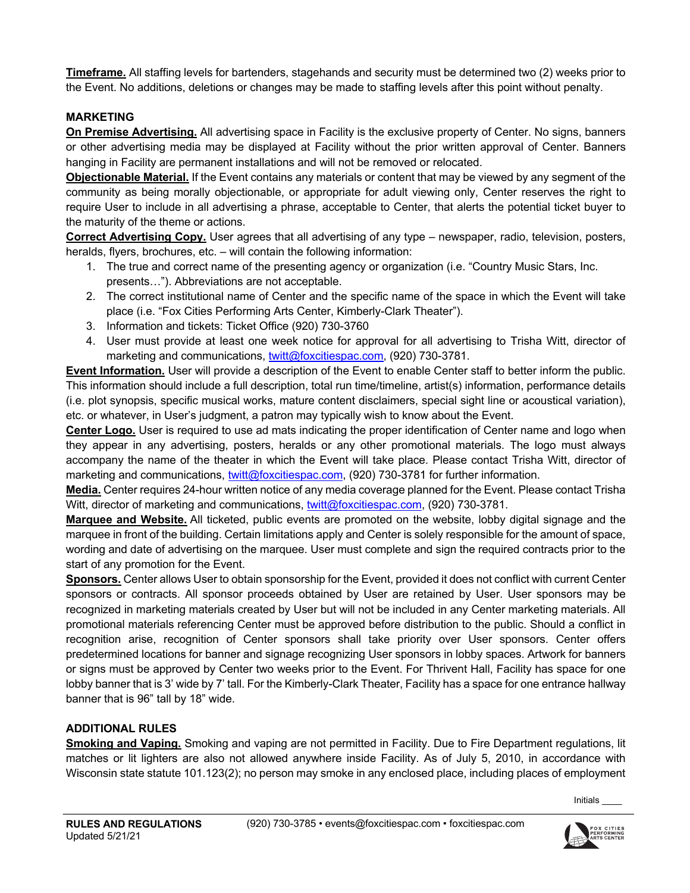**Timeframe.** All staffing levels for bartenders, stagehands and security must be determined two (2) weeks prior to the Event. No additions, deletions or changes may be made to staffing levels after this point without penalty.

## MARKETING

**On Premise Advertising.** All advertising space in Facility is the exclusive property of Center. No signs, banners or other advertising media may be displayed at Facility without the prior written approval of Center. Banners hanging in Facility are permanent installations and will not be removed or relocated.

**Objectionable Material.** If the Event contains any materials or content that may be viewed by any segment of the community as being morally objectionable, or appropriate for adult viewing only, Center reserves the right to require User to include in all advertising a phrase, acceptable to Center, that alerts the potential ticket buyer to the maturity of the theme or actions.

**Correct Advertising Copy.** User agrees that all advertising of any type – newspaper, radio, television, posters, heralds, flyers, brochures, etc. – will contain the following information:

1. The true and correct name of the presenting agency or organization (i.e. "Country Music Stars, Inc. presents…"). Abbreviations are not acceptable.
2. The correct institutional name of Center and the specific name of the space in which the Event will take place (i.e. "Fox Cities Performing Arts Center, Kimberly-Clark Theater").
3. Information and tickets: Ticket Office (920) 730-3760
4. User must provide at least one week notice for approval for all advertising to Trisha Witt, director of marketing and communications, twitt@foxcitiespac.com, (920) 730-3781.

**Event Information.** User will provide a description of the Event to enable Center staff to better inform the public. This information should include a full description, total run time/timeline, artist(s) information, performance details (i.e. plot synopsis, specific musical works, mature content disclaimers, special sight line or acoustical variation), etc. or whatever, in User's judgment, a patron may typically wish to know about the Event.

**Center Logo.** User is required to use ad mats indicating the proper identification of Center name and logo when they appear in any advertising, posters, heralds or any other promotional materials. The logo must always accompany the name of the theater in which the Event will take place. Please contact Trisha Witt, director of marketing and communications, twitt@foxcitiespac.com, (920) 730-3781 for further information.

**Media.** Center requires 24-hour written notice of any media coverage planned for the Event. Please contact Trisha Witt, director of marketing and communications, twitt@foxcitiespac.com, (920) 730-3781.

**Marquee and Website.** All ticketed, public events are promoted on the website, lobby digital signage and the marquee in front of the building. Certain limitations apply and Center is solely responsible for the amount of space, wording and date of advertising on the marquee. User must complete and sign the required contracts prior to the start of any promotion for the Event.

**Sponsors.** Center allows User to obtain sponsorship for the Event, provided it does not conflict with current Center sponsors or contracts. All sponsor proceeds obtained by User are retained by User. User sponsors may be recognized in marketing materials created by User but will not be included in any Center marketing materials. All promotional materials referencing Center must be approved before distribution to the public. Should a conflict in recognition arise, recognition of Center sponsors shall take priority over User sponsors. Center offers predetermined locations for banner and signage recognizing User sponsors in lobby spaces. Artwork for banners or signs must be approved by Center two weeks prior to the Event. For Thrivent Hall, Facility has space for one lobby banner that is 3' wide by 7' tall. For the Kimberly-Clark Theater, Facility has a space for one entrance hallway banner that is 96" tall by 18" wide.

## ADDITIONAL RULES

**Smoking and Vaping.** Smoking and vaping are not permitted in Facility. Due to Fire Department regulations, lit matches or lit lighters are also not allowed anywhere inside Facility. As of July 5, 2010, in accordance with Wisconsin state statute 101.123(2); no person may smoke in any enclosed place, including places of employment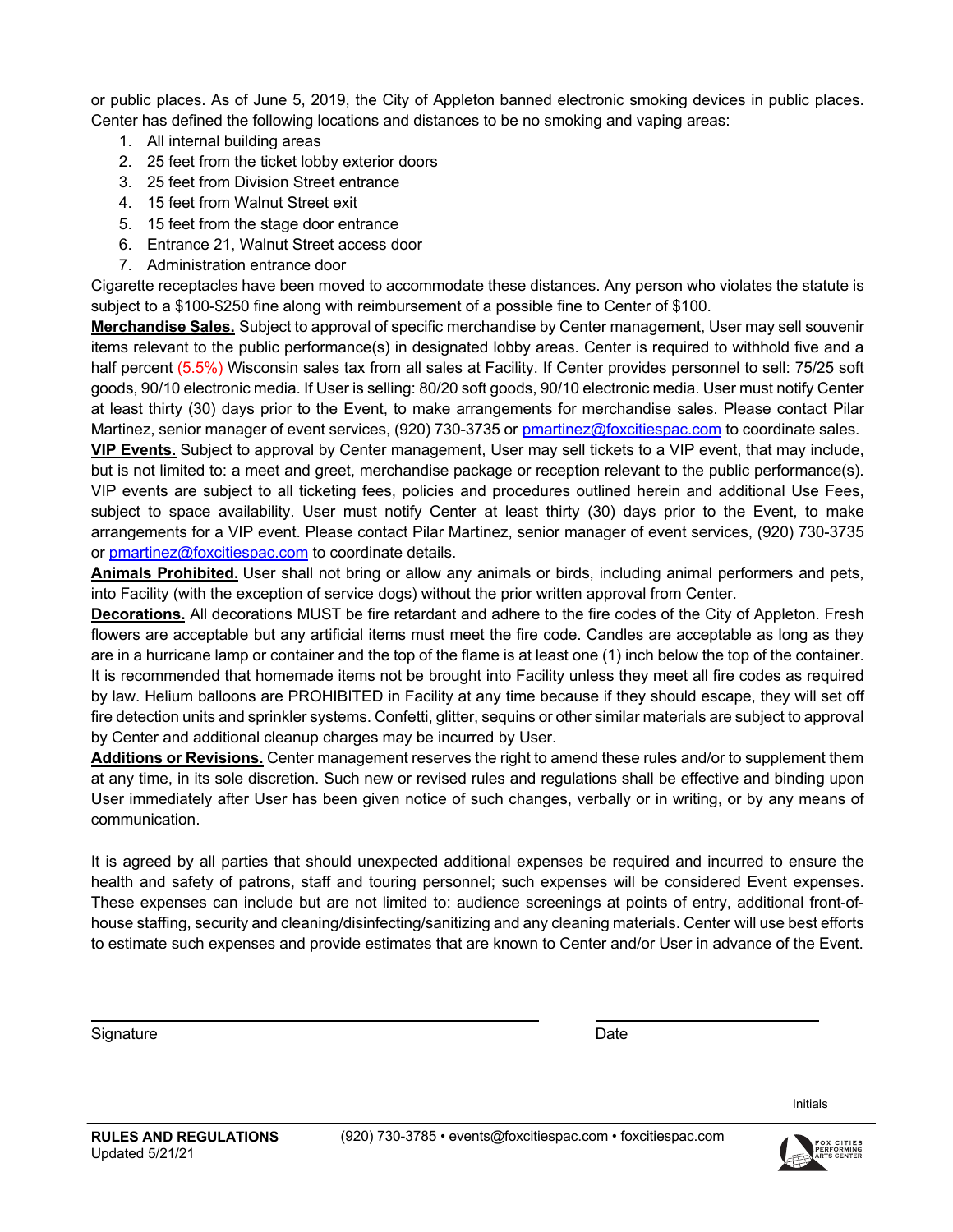or public places. As of June 5, 2019, the City of Appleton banned electronic smoking devices in public places. Center has defined the following locations and distances to be no smoking and vaping areas:

1. All internal building areas
2. 25 feet from the ticket lobby exterior doors
3. 25 feet from Division Street entrance
4. 15 feet from Walnut Street exit
5. 15 feet from the stage door entrance
6. Entrance 21, Walnut Street access door
7. Administration entrance door

Cigarette receptacles have been moved to accommodate these distances. Any person who violates the statute is subject to a $100-$250 fine along with reimbursement of a possible fine to Center of $100.

**Merchandise Sales.** Subject to approval of specific merchandise by Center management, User may sell souvenir items relevant to the public performance(s) in designated lobby areas. Center is required to withhold five and a half percent (5.5%) Wisconsin sales tax from all sales at Facility. If Center provides personnel to sell: 75/25 soft goods, 90/10 electronic media. If User is selling: 80/20 soft goods, 90/10 electronic media. User must notify Center at least thirty (30) days prior to the Event, to make arrangements for merchandise sales. Please contact Pilar Martinez, senior manager of event services, (920) 730-3735 or pmartinez@foxcitiespac.com to coordinate sales.

**VIP Events.** Subject to approval by Center management, User may sell tickets to a VIP event, that may include, but is not limited to: a meet and greet, merchandise package or reception relevant to the public performance(s). VIP events are subject to all ticketing fees, policies and procedures outlined herein and additional Use Fees, subject to space availability. User must notify Center at least thirty (30) days prior to the Event, to make arrangements for a VIP event. Please contact Pilar Martinez, senior manager of event services, (920) 730-3735 or pmartinez@foxcitiespac.com to coordinate details.

**Animals Prohibited.** User shall not bring or allow any animals or birds, including animal performers and pets, into Facility (with the exception of service dogs) without the prior written approval from Center.

**Decorations.** All decorations MUST be fire retardant and adhere to the fire codes of the City of Appleton. Fresh flowers are acceptable but any artificial items must meet the fire code. Candles are acceptable as long as they are in a hurricane lamp or container and the top of the flame is at least one (1) inch below the top of the container. It is recommended that homemade items not be brought into Facility unless they meet all fire codes as required by law. Helium balloons are PROHIBITED in Facility at any time because if they should escape, they will set off fire detection units and sprinkler systems. Confetti, glitter, sequins or other similar materials are subject to approval by Center and additional cleanup charges may be incurred by User.

**Additions or Revisions.** Center management reserves the right to amend these rules and/or to supplement them at any time, in its sole discretion. Such new or revised rules and regulations shall be effective and binding upon User immediately after User has been given notice of such changes, verbally or in writing, or by any means of communication.

It is agreed by all parties that should unexpected additional expenses be required and incurred to ensure the health and safety of patrons, staff and touring personnel; such expenses will be considered Event expenses. These expenses can include but are not limited to: audience screenings at points of entry, additional front-of-house staffing, security and cleaning/disinfecting/sanitizing and any cleaning materials. Center will use best efforts to estimate such expenses and provide estimates that are known to Center and/or User in advance of the Event.

Signature ____________________ Date ____________

Initials ____

**RULES AND REGULATIONS**
Updated 5/21/21

(920) 730-3785 • events@foxcitiespac.com • foxcitiespac.com